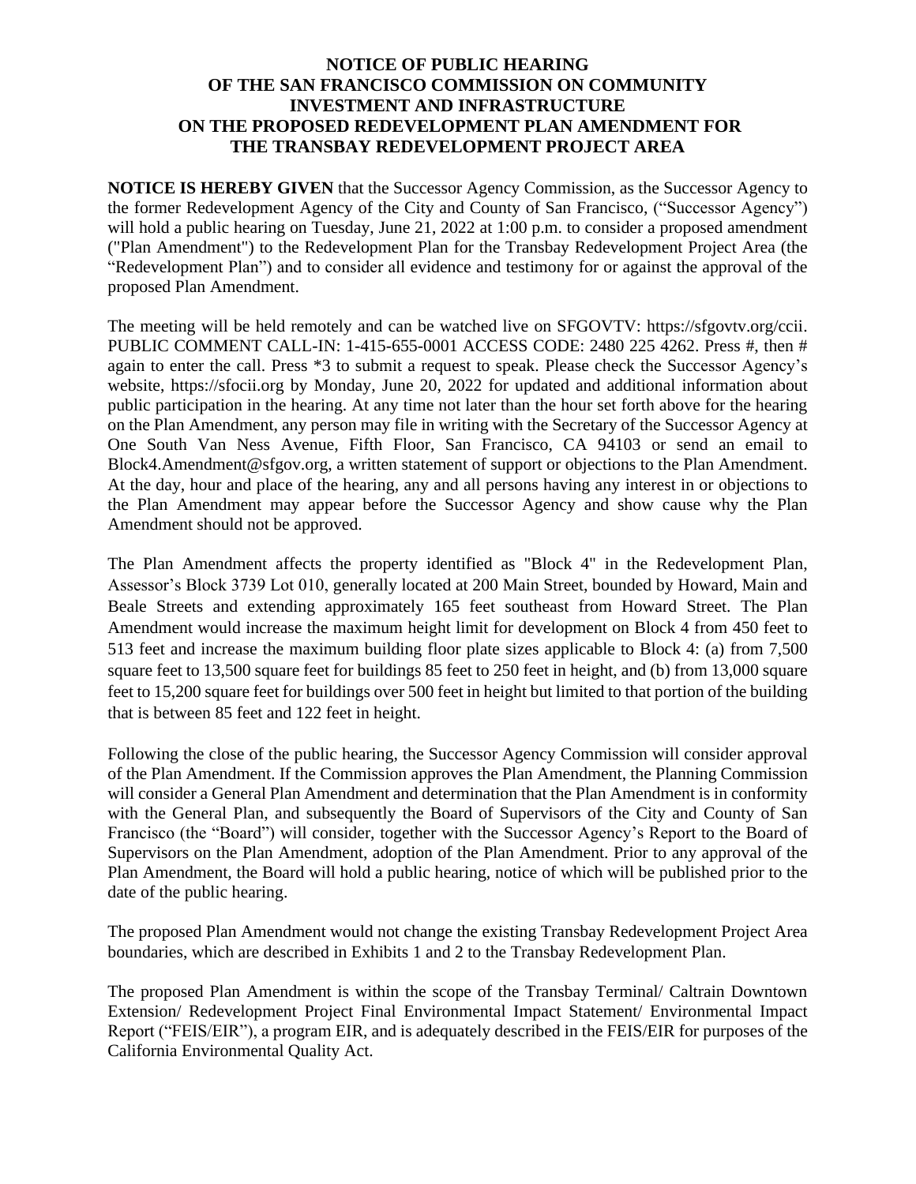# NOTICE OF PUBLIC HEARING OF THE SAN FRANCISCO COMMISSION ON COMMUNITY INVESTMENT AND INFRASTRUCTURE ON THE PROPOSED REDEVELOPMENT PLAN AMENDMENT FOR THE TRANSBAY REDEVELOPMENT PROJECT AREA

**NOTICE IS HEREBY GIVEN** that the Successor Agency Commission, as the Successor Agency to the former Redevelopment Agency of the City and County of San Francisco, ("Successor Agency") will hold a public hearing on Tuesday, June 21, 2022 at 1:00 p.m. to consider a proposed amendment ("Plan Amendment") to the Redevelopment Plan for the Transbay Redevelopment Project Area (the "Redevelopment Plan") and to consider all evidence and testimony for or against the approval of the proposed Plan Amendment.

The meeting will be held remotely and can be watched live on SFGOVTV: https://sfgovtv.org/ccii. PUBLIC COMMENT CALL-IN: 1-415-655-0001 ACCESS CODE: 2480 225 4262. Press #, then # again to enter the call. Press *3 to submit a request to speak. Please check the Successor Agency's website, https://sfocii.org by Monday, June 20, 2022 for updated and additional information about public participation in the hearing. At any time not later than the hour set forth above for the hearing on the Plan Amendment, any person may file in writing with the Secretary of the Successor Agency at One South Van Ness Avenue, Fifth Floor, San Francisco, CA 94103 or send an email to Block4.Amendment@sfgov.org, a written statement of support or objections to the Plan Amendment. At the day, hour and place of the hearing, any and all persons having any interest in or objections to the Plan Amendment may appear before the Successor Agency and show cause why the Plan Amendment should not be approved.

The Plan Amendment affects the property identified as "Block 4" in the Redevelopment Plan, Assessor's Block 3739 Lot 010, generally located at 200 Main Street, bounded by Howard, Main and Beale Streets and extending approximately 165 feet southeast from Howard Street. The Plan Amendment would increase the maximum height limit for development on Block 4 from 450 feet to 513 feet and increase the maximum building floor plate sizes applicable to Block 4: (a) from 7,500 square feet to 13,500 square feet for buildings 85 feet to 250 feet in height, and (b) from 13,000 square feet to 15,200 square feet for buildings over 500 feet in height but limited to that portion of the building that is between 85 feet and 122 feet in height.

Following the close of the public hearing, the Successor Agency Commission will consider approval of the Plan Amendment. If the Commission approves the Plan Amendment, the Planning Commission will consider a General Plan Amendment and determination that the Plan Amendment is in conformity with the General Plan, and subsequently the Board of Supervisors of the City and County of San Francisco (the "Board") will consider, together with the Successor Agency's Report to the Board of Supervisors on the Plan Amendment, adoption of the Plan Amendment. Prior to any approval of the Plan Amendment, the Board will hold a public hearing, notice of which will be published prior to the date of the public hearing.

The proposed Plan Amendment would not change the existing Transbay Redevelopment Project Area boundaries, which are described in Exhibits 1 and 2 to the Transbay Redevelopment Plan.

The proposed Plan Amendment is within the scope of the Transbay Terminal/ Caltrain Downtown Extension/ Redevelopment Project Final Environmental Impact Statement/ Environmental Impact Report ("FEIS/EIR"), a program EIR, and is adequately described in the FEIS/EIR for purposes of the California Environmental Quality Act.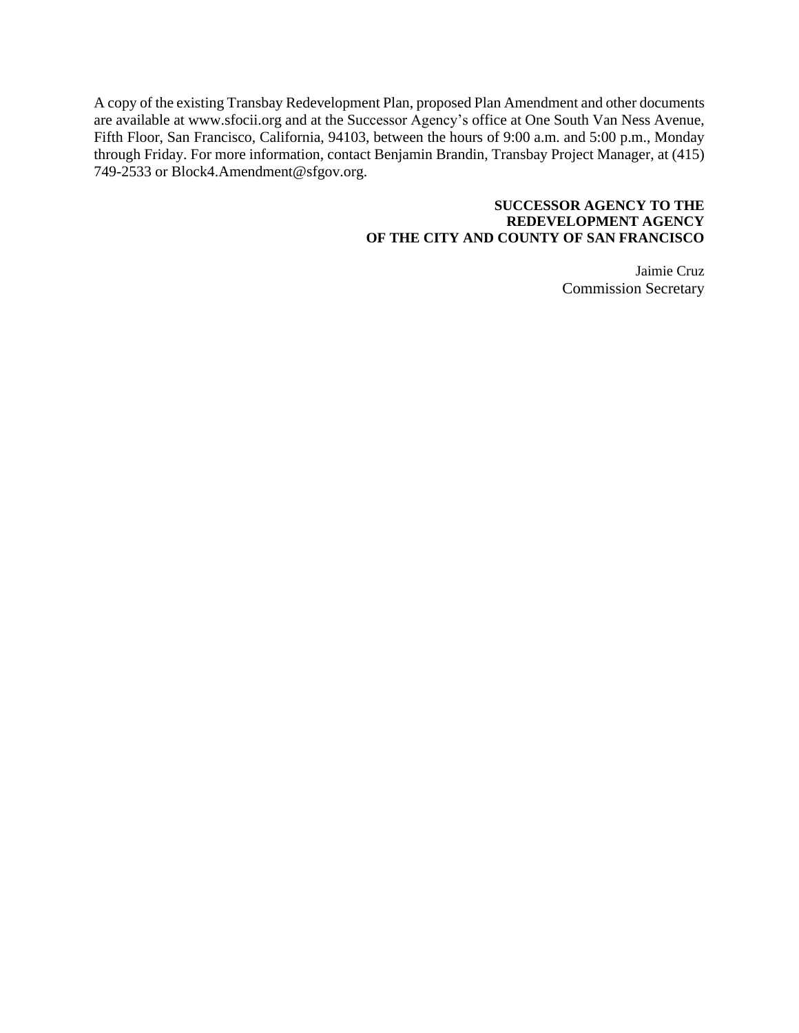A copy of the existing Transbay Redevelopment Plan, proposed Plan Amendment and other documents are available at www.sfocii.org and at the Successor Agency's office at One South Van Ness Avenue, Fifth Floor, San Francisco, California, 94103, between the hours of 9:00 a.m. and 5:00 p.m., Monday through Friday. For more information, contact Benjamin Brandin, Transbay Project Manager, at (415) 749-2533 or Block4.Amendment@sfgov.org.

**SUCCESSOR AGENCY TO THE REDEVELOPMENT AGENCY OF THE CITY AND COUNTY OF SAN FRANCISCO**

Jaimie Cruz
Commission Secretary